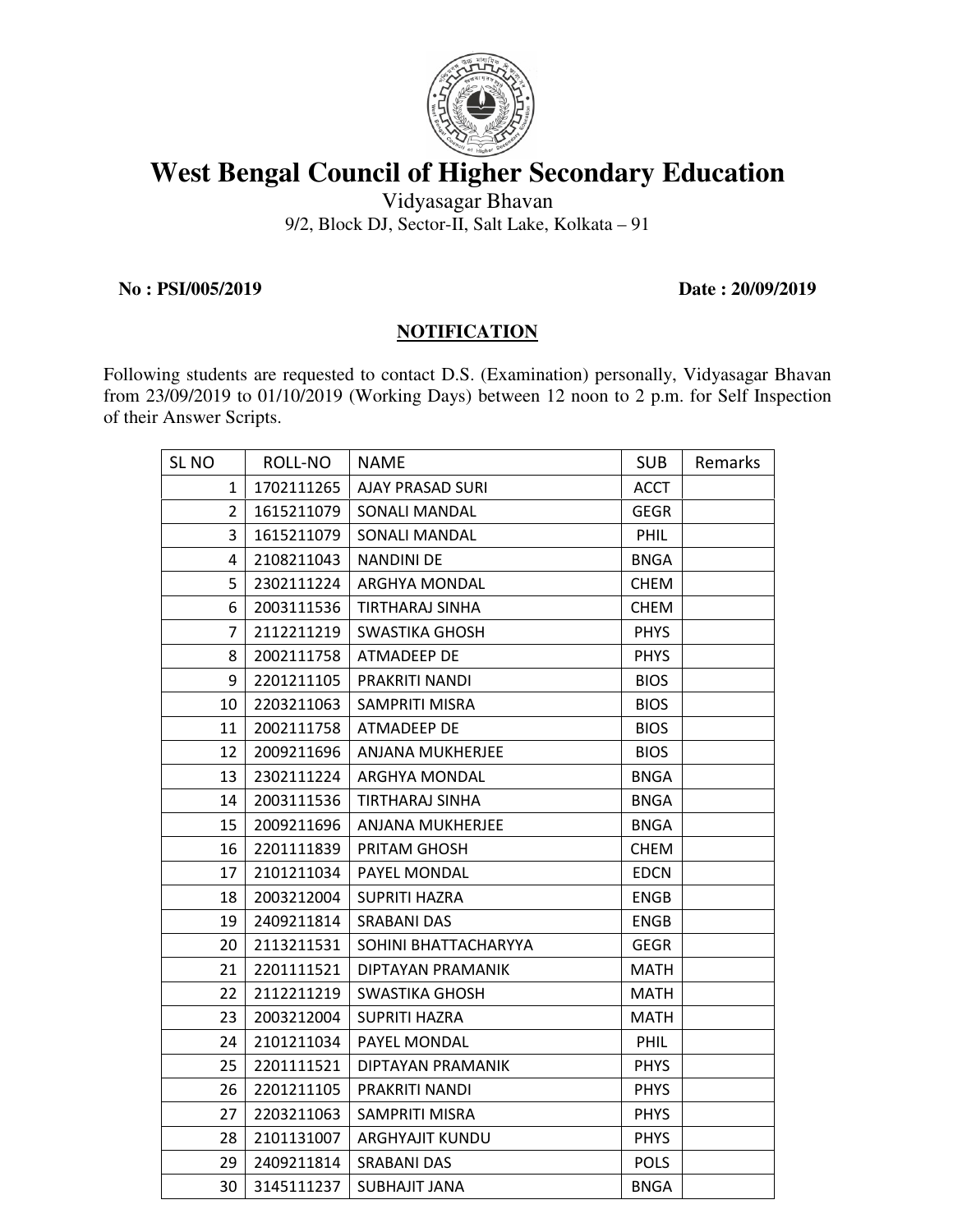# West Bengal Council of Higher Secondary Education

Vidyasagar Bhavan
9/2, Block DJ, Sector-II, Salt Lake, Kolkata – 91

**No : PSI/005/2019** **Date : 20/09/2019**

## NOTIFICATION

Following students are requested to contact D.S. (Examination) personally, Vidyasagar Bhavan from 23/09/2019 to 01/10/2019 (Working Days) between 12 noon to 2 p.m. for Self Inspection of their Answer Scripts.

| SL NO | ROLL-NO | NAME | SUB | Remarks |
|---|---|---|---|---|
| 1 | 1702111265 | AJAY PRASAD SURI | ACCT | |
| 2 | 1615211079 | SONALI MANDAL | GEGR | |
| 3 | 1615211079 | SONALI MANDAL | PHIL | |
| 4 | 2108211043 | NANDINI DE | BNGA | |
| 5 | 2302111224 | ARGHYA MONDAL | CHEM | |
| 6 | 2003111536 | TIRTHARAJ SINHA | CHEM | |
| 7 | 2112211219 | SWASTIKA GHOSH | PHYS | |
| 8 | 2002111758 | ATMADEEP DE | PHYS | |
| 9 | 2201211105 | PRAKRITI NANDI | BIOS | |
| 10 | 2203211063 | SAMPRITI MISRA | BIOS | |
| 11 | 2002111758 | ATMADEEP DE | BIOS | |
| 12 | 2009211696 | ANJANA MUKHERJEE | BIOS | |
| 13 | 2302111224 | ARGHYA MONDAL | BNGA | |
| 14 | 2003111536 | TIRTHARAJ SINHA | BNGA | |
| 15 | 2009211696 | ANJANA MUKHERJEE | BNGA | |
| 16 | 2201111839 | PRITAM GHOSH | CHEM | |
| 17 | 2101211034 | PAYEL MONDAL | EDCN | |
| 18 | 2003212004 | SUPRITI HAZRA | ENGB | |
| 19 | 2409211814 | SRABANI DAS | ENGB | |
| 20 | 2113211531 | SOHINI BHATTACHARYYA | GEGR | |
| 21 | 2201111521 | DIPTAYAN PRAMANIK | MATH | |
| 22 | 2112211219 | SWASTIKA GHOSH | MATH | |
| 23 | 2003212004 | SUPRITI HAZRA | MATH | |
| 24 | 2101211034 | PAYEL MONDAL | PHIL | |
| 25 | 2201111521 | DIPTAYAN PRAMANIK | PHYS | |
| 26 | 2201211105 | PRAKRITI NANDI | PHYS | |
| 27 | 2203211063 | SAMPRITI MISRA | PHYS | |
| 28 | 2101131007 | ARGHYAJIT KUNDU | PHYS | |
| 29 | 2409211814 | SRABANI DAS | POLS | |
| 30 | 3145111237 | SUBHAJIT JANA | BNGA | |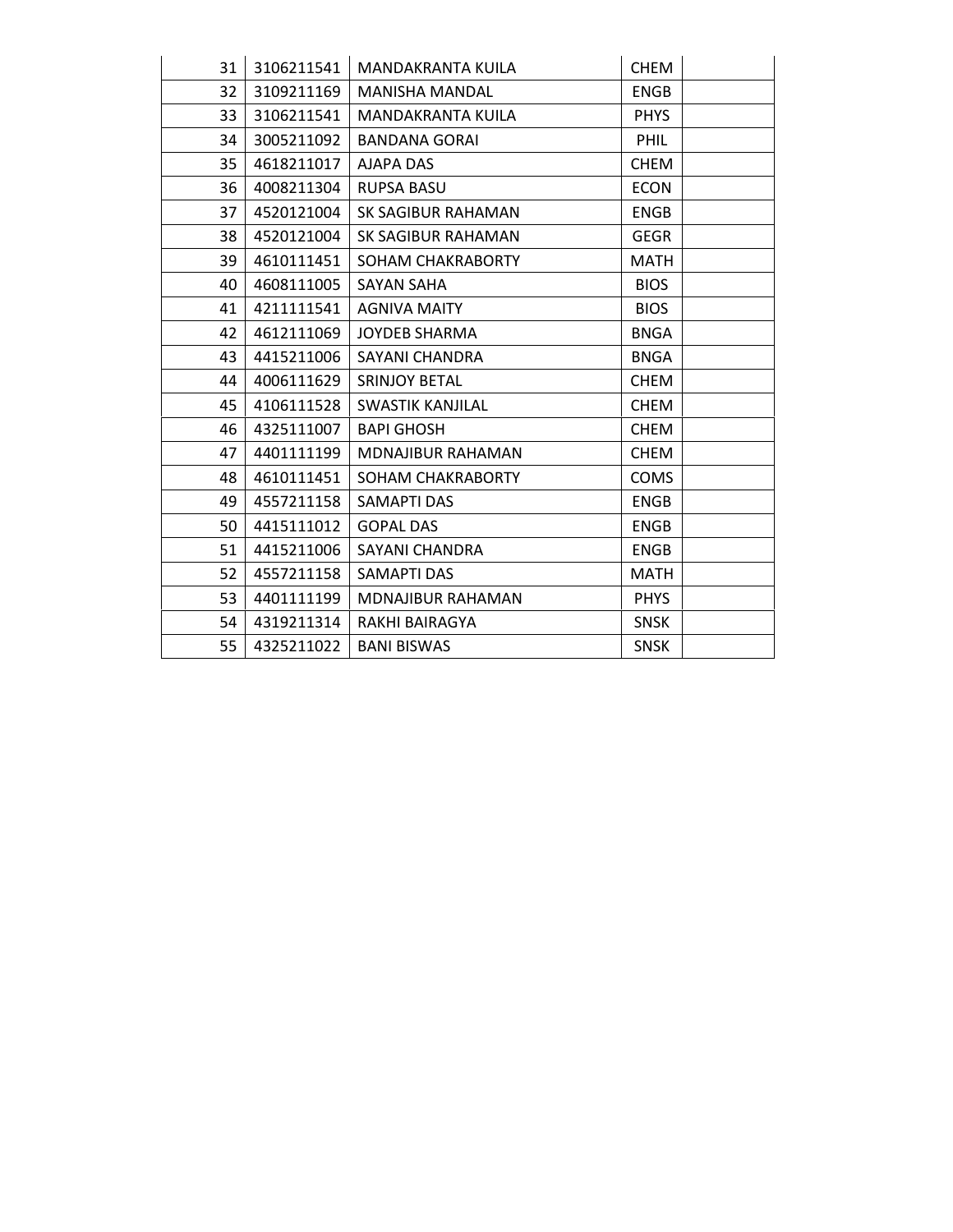| | | | | |
|---|---|---|---|---|
| 31 | 3106211541 | MANDAKRANTA KUILA | CHEM | |
| 32 | 3109211169 | MANISHA MANDAL | ENGB | |
| 33 | 3106211541 | MANDAKRANTA KUILA | PHYS | |
| 34 | 3005211092 | BANDANA GORAI | PHIL | |
| 35 | 4618211017 | AJAPA DAS | CHEM | |
| 36 | 4008211304 | RUPSA BASU | ECON | |
| 37 | 4520121004 | SK SAGIBUR RAHAMAN | ENGB | |
| 38 | 4520121004 | SK SAGIBUR RAHAMAN | GEGR | |
| 39 | 4610111451 | SOHAM CHAKRABORTY | MATH | |
| 40 | 4608111005 | SAYAN SAHA | BIOS | |
| 41 | 4211111541 | AGNIVA MAITY | BIOS | |
| 42 | 4612111069 | JOYDEB SHARMA | BNGA | |
| 43 | 4415211006 | SAYANI CHANDRA | BNGA | |
| 44 | 4006111629 | SRINJOY BETAL | CHEM | |
| 45 | 4106111528 | SWASTIK KANJILAL | CHEM | |
| 46 | 4325111007 | BAPI GHOSH | CHEM | |
| 47 | 4401111199 | MDNAJIBUR RAHAMAN | CHEM | |
| 48 | 4610111451 | SOHAM CHAKRABORTY | COMS | |
| 49 | 4557211158 | SAMAPTI DAS | ENGB | |
| 50 | 4415111012 | GOPAL DAS | ENGB | |
| 51 | 4415211006 | SAYANI CHANDRA | ENGB | |
| 52 | 4557211158 | SAMAPTI DAS | MATH | |
| 53 | 4401111199 | MDNAJIBUR RAHAMAN | PHYS | |
| 54 | 4319211314 | RAKHI BAIRAGYA | SNSK | |
| 55 | 4325211022 | BANI BISWAS | SNSK | |